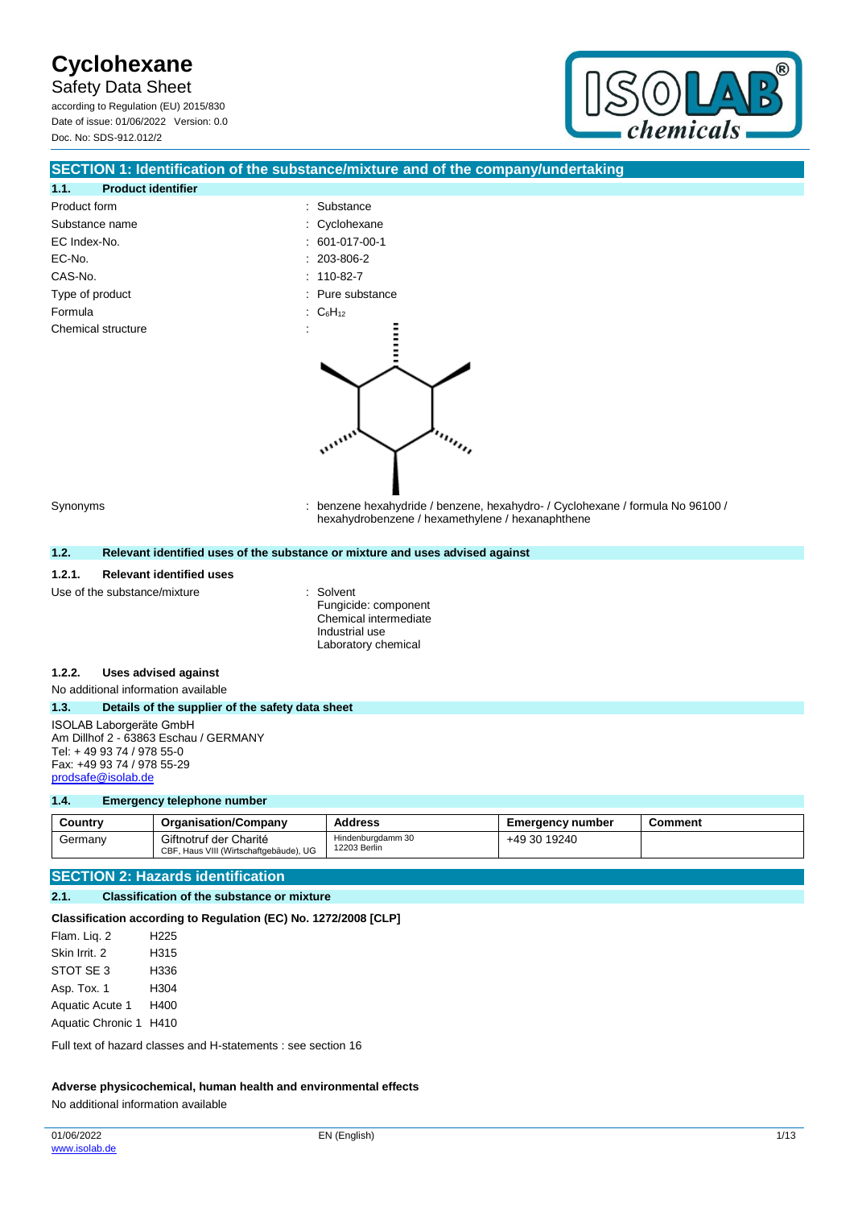# Cyclohexane

Safety Data Sheet

according to Regulation (EU) 2015/830
Date of issue: 01/06/2022 Version: 0.0
Doc. No: SDS-912.012/2

## SECTION 1: Identification of the substance/mixture and of the company/undertaking

### 1.1. Product identifier

| | |
|---|---|
| Product form | : Substance |
| Substance name | : Cyclohexane |
| EC Index-No. | : 601-017-00-1 |
| EC-No. | : 203-806-2 |
| CAS-No. | : 110-82-7 |
| Type of product | : Pure substance |
| Formula | : $C_6H_{12}$ |
| Chemical structure | : |
| Synonyms | : benzene hexahydride / benzene, hexahydro- / Cyclohexane / formula No 96100 / hexahydrobenzene / hexamethylene / hexanaphthene |

### 1.2. Relevant identified uses of the substance or mixture and uses advised against

#### 1.2.1. Relevant identified uses

Use of the substance/mixture : Solvent
Fungicide: component
Chemical intermediate
Industrial use
Laboratory chemical

#### 1.2.2. Uses advised against

No additional information available

### 1.3. Details of the supplier of the safety data sheet

ISOLAB Laborgeräte GmbH
Am Dillhof 2 - 63863 Eschau / GERMANY
Tel: + 49 93 74 / 978 55-0
Fax: +49 93 74 / 978 55-29
prodsafe@isolab.de

### 1.4. Emergency telephone number

| Country | Organisation/Company | Address | Emergency number | Comment |
|---|---|---|---|---|
| Germany | Giftnotruf der Charité CBF, Haus VIII (Wirtschaftgebäude), UG | Hindenburgdamm 30 12203 Berlin | +49 30 19240 | |

## SECTION 2: Hazards identification

### 2.1. Classification of the substance or mixture

**Classification according to Regulation (EC) No. 1272/2008 [CLP]**

| | |
|---|---|
| Flam. Liq. 2 | H225 |
| Skin Irrit. 2 | H315 |
| STOT SE 3 | H336 |
| Asp. Tox. 1 | H304 |
| Aquatic Acute 1 | H400 |
| Aquatic Chronic 1 | H410 |

Full text of hazard classes and H-statements : see section 16

**Adverse physicochemical, human health and environmental effects**

No additional information available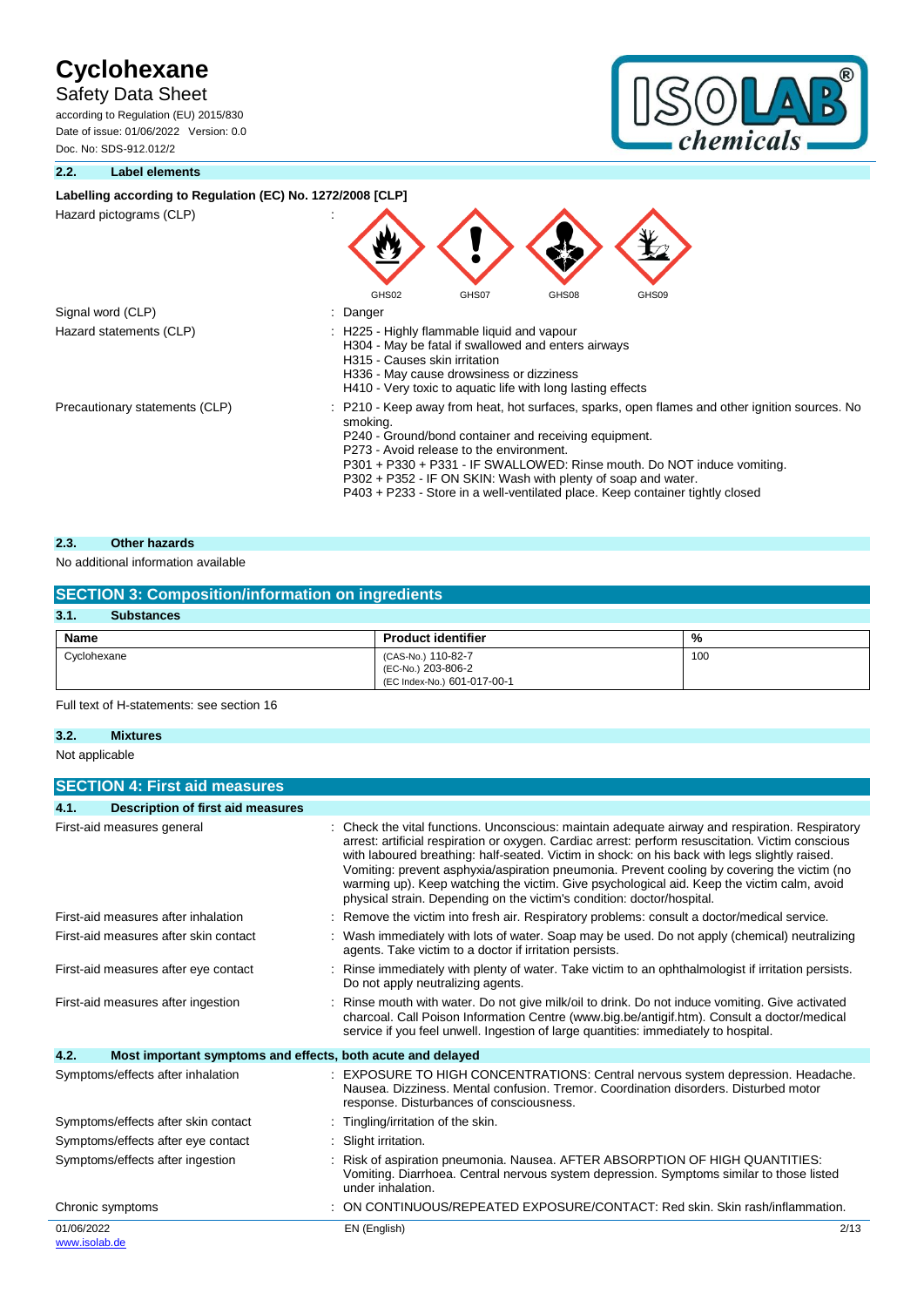### 2.2. Label elements

**Labelling according to Regulation (EC) No. 1272/2008 [CLP]**

| | |
|---|---|
| Hazard pictograms (CLP) | : GHS02 GHS07 GHS08 GHS09 |
| Signal word (CLP) | : Danger |
| Hazard statements (CLP) | : H225 - Highly flammable liquid and vapour<br>H304 - May be fatal if swallowed and enters airways<br>H315 - Causes skin irritation<br>H336 - May cause drowsiness or dizziness<br>H410 - Very toxic to aquatic life with long lasting effects |
| Precautionary statements (CLP) | : P210 - Keep away from heat, hot surfaces, sparks, open flames and other ignition sources. No smoking.<br>P240 - Ground/bond container and receiving equipment.<br>P273 - Avoid release to the environment.<br>P301 + P330 + P331 - IF SWALLOWED: Rinse mouth. Do NOT induce vomiting.<br>P302 + P352 - IF ON SKIN: Wash with plenty of soap and water.<br>P403 + P233 - Store in a well-ventilated place. Keep container tightly closed |

### 2.3. Other hazards

No additional information available

## SECTION 3: Composition/information on ingredients

### 3.1. Substances

| Name | Product identifier | % |
|---|---|---|
| Cyclohexane | (CAS-No.) 110-82-7<br>(EC-No.) 203-806-2<br>(EC Index-No.) 601-017-00-1 | 100 |

Full text of H-statements: see section 16

### 3.2. Mixtures

Not applicable

## SECTION 4: First aid measures

### 4.1. Description of first aid measures

| | |
|---|---|
| First-aid measures general | : Check the vital functions. Unconscious: maintain adequate airway and respiration. Respiratory arrest: artificial respiration or oxygen. Cardiac arrest: perform resuscitation. Victim conscious with laboured breathing: half-seated. Victim in shock: on his back with legs slightly raised. Vomiting: prevent asphyxia/aspiration pneumonia. Prevent cooling by covering the victim (no warming up). Keep watching the victim. Give psychological aid. Keep the victim calm, avoid physical strain. Depending on the victim's condition: doctor/hospital. |
| First-aid measures after inhalation | : Remove the victim into fresh air. Respiratory problems: consult a doctor/medical service. |
| First-aid measures after skin contact | : Wash immediately with lots of water. Soap may be used. Do not apply (chemical) neutralizing agents. Take victim to a doctor if irritation persists. |
| First-aid measures after eye contact | : Rinse immediately with plenty of water. Take victim to an ophthalmologist if irritation persists. Do not apply neutralizing agents. |
| First-aid measures after ingestion | : Rinse mouth with water. Do not give milk/oil to drink. Do not induce vomiting. Give activated charcoal. Call Poison Information Centre (www.big.be/antigif.htm). Consult a doctor/medical service if you feel unwell. Ingestion of large quantities: immediately to hospital. |

### 4.2. Most important symptoms and effects, both acute and delayed

| | |
|---|---|
| Symptoms/effects after inhalation | : EXPOSURE TO HIGH CONCENTRATIONS: Central nervous system depression. Headache. Nausea. Dizziness. Mental confusion. Tremor. Coordination disorders. Disturbed motor response. Disturbances of consciousness. |
| Symptoms/effects after skin contact | : Tingling/irritation of the skin. |
| Symptoms/effects after eye contact | : Slight irritation. |
| Symptoms/effects after ingestion | : Risk of aspiration pneumonia. Nausea. AFTER ABSORPTION OF HIGH QUANTITIES: Vomiting. Diarrhoea. Central nervous system depression. Symptoms similar to those listed under inhalation. |
| Chronic symptoms | : ON CONTINUOUS/REPEATED EXPOSURE/CONTACT: Red skin. Skin rash/inflammation. |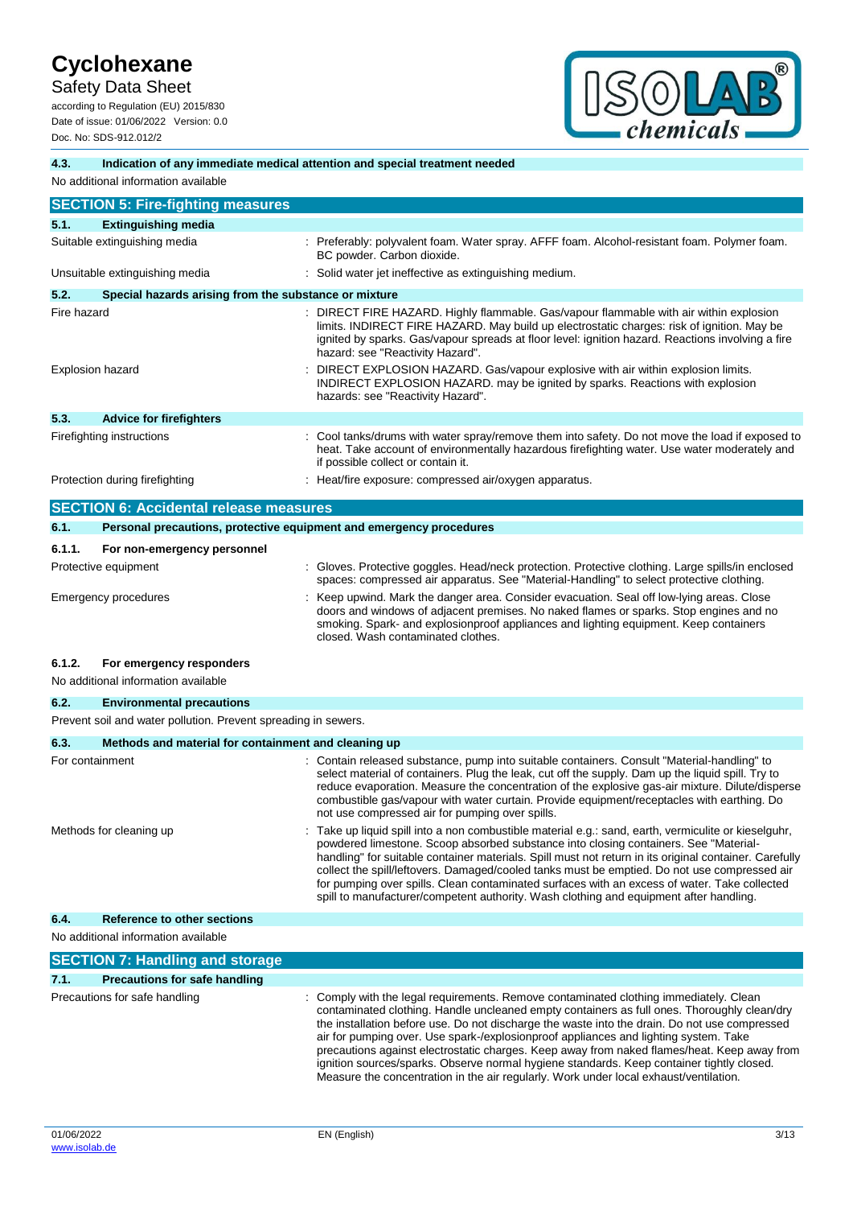### 4.3. Indication of any immediate medical attention and special treatment needed

No additional information available

## SECTION 5: Fire-fighting measures

### 5.1. Extinguishing media

| | |
|---|---|
| Suitable extinguishing media | : Preferably: polyvalent foam. Water spray. AFFF foam. Alcohol-resistant foam. Polymer foam. BC powder. Carbon dioxide. |
| Unsuitable extinguishing media | : Solid water jet ineffective as extinguishing medium. |

### 5.2. Special hazards arising from the substance or mixture

| | |
|---|---|
| Fire hazard | : DIRECT FIRE HAZARD. Highly flammable. Gas/vapour flammable with air within explosion limits. INDIRECT FIRE HAZARD. May build up electrostatic charges: risk of ignition. May be ignited by sparks. Gas/vapour spreads at floor level: ignition hazard. Reactions involving a fire hazard: see "Reactivity Hazard". |
| Explosion hazard | : DIRECT EXPLOSION HAZARD. Gas/vapour explosive with air within explosion limits. INDIRECT EXPLOSION HAZARD. may be ignited by sparks. Reactions with explosion hazards: see "Reactivity Hazard". |

### 5.3. Advice for firefighters

| | |
|---|---|
| Firefighting instructions | : Cool tanks/drums with water spray/remove them into safety. Do not move the load if exposed to heat. Take account of environmentally hazardous firefighting water. Use water moderately and if possible collect or contain it. |
| Protection during firefighting | : Heat/fire exposure: compressed air/oxygen apparatus. |

## SECTION 6: Accidental release measures

### 6.1. Personal precautions, protective equipment and emergency procedures

#### 6.1.1. For non-emergency personnel

| | |
|---|---|
| Protective equipment | : Gloves. Protective goggles. Head/neck protection. Protective clothing. Large spills/in enclosed spaces: compressed air apparatus. See "Material-Handling" to select protective clothing. |
| Emergency procedures | : Keep upwind. Mark the danger area. Consider evacuation. Seal off low-lying areas. Close doors and windows of adjacent premises. No naked flames or sparks. Stop engines and no smoking. Spark- and explosionproof appliances and lighting equipment. Keep containers closed. Wash contaminated clothes. |

#### 6.1.2. For emergency responders

No additional information available

### 6.2. Environmental precautions

Prevent soil and water pollution. Prevent spreading in sewers.

### 6.3. Methods and material for containment and cleaning up

| | |
|---|---|
| For containment | : Contain released substance, pump into suitable containers. Consult "Material-handling" to select material of containers. Plug the leak, cut off the supply. Dam up the liquid spill. Try to reduce evaporation. Measure the concentration of the explosive gas-air mixture. Dilute/disperse combustible gas/vapour with water curtain. Provide equipment/receptacles with earthing. Do not use compressed air for pumping over spills. |
| Methods for cleaning up | : Take up liquid spill into a non combustible material e.g.: sand, earth, vermiculite or kieselguhr, powdered limestone. Scoop absorbed substance into closing containers. See "Material-handling" for suitable container materials. Spill must not return in its original container. Carefully collect the spill/leftovers. Damaged/cooled tanks must be emptied. Do not use compressed air for pumping over spills. Clean contaminated surfaces with an excess of water. Take collected spill to manufacturer/competent authority. Wash clothing and equipment after handling. |

### 6.4. Reference to other sections

No additional information available

## SECTION 7: Handling and storage

### 7.1. Precautions for safe handling

| | |
|---|---|
| Precautions for safe handling | : Comply with the legal requirements. Remove contaminated clothing immediately. Clean contaminated clothing. Handle uncleaned empty containers as full ones. Thoroughly clean/dry the installation before use. Do not discharge the waste into the drain. Do not use compressed air for pumping over. Use spark-/explosionproof appliances and lighting system. Take precautions against electrostatic charges. Keep away from naked flames/heat. Keep away from ignition sources/sparks. Observe normal hygiene standards. Keep container tightly closed. Measure the concentration in the air regularly. Work under local exhaust/ventilation. |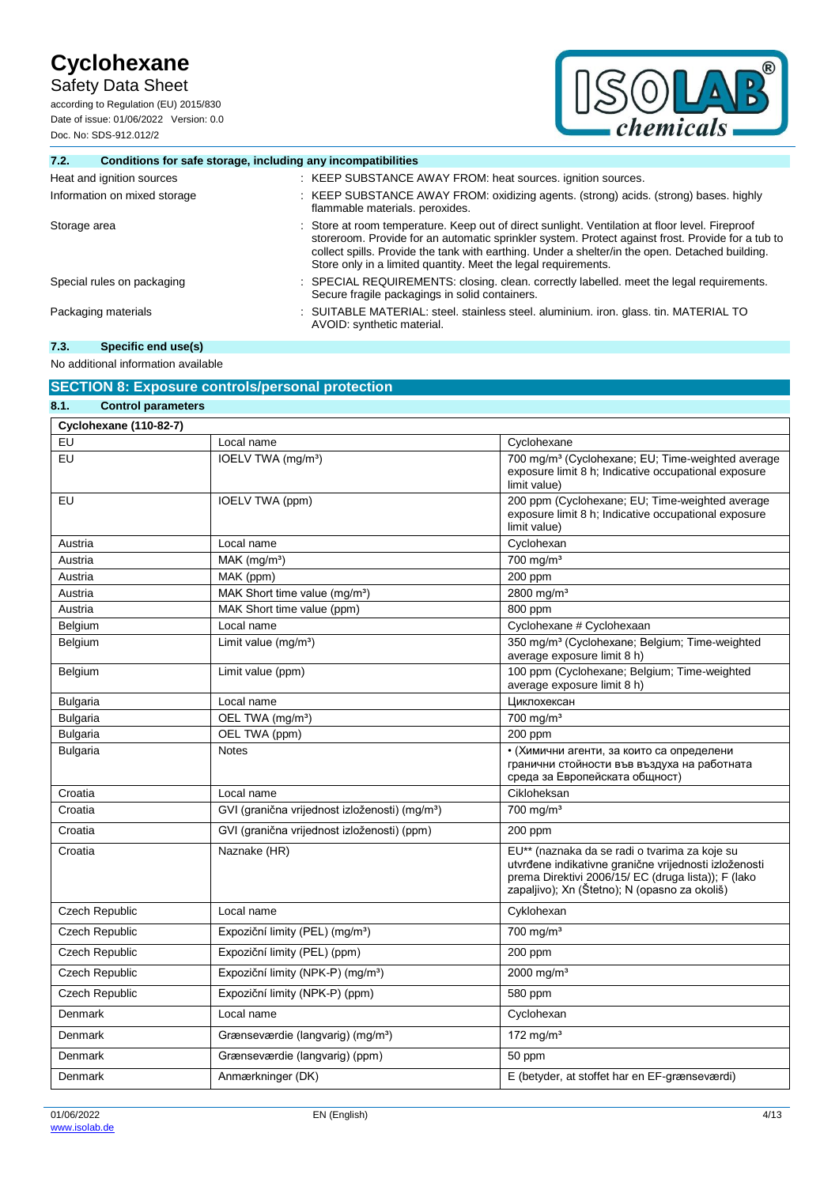### 7.2. Conditions for safe storage, including any incompatibilities

| | |
|---|---|
| Heat and ignition sources | : KEEP SUBSTANCE AWAY FROM: heat sources. ignition sources. |
| Information on mixed storage | : KEEP SUBSTANCE AWAY FROM: oxidizing agents. (strong) acids. (strong) bases. highly flammable materials. peroxides. |
| Storage area | : Store at room temperature. Keep out of direct sunlight. Ventilation at floor level. Fireproof storeroom. Provide for an automatic sprinkler system. Protect against frost. Provide for a tub to collect spills. Provide the tank with earthing. Under a shelter/in the open. Detached building. Store only in a limited quantity. Meet the legal requirements. |
| Special rules on packaging | : SPECIAL REQUIREMENTS: closing. clean. correctly labelled. meet the legal requirements. Secure fragile packagings in solid containers. |
| Packaging materials | : SUITABLE MATERIAL: steel. stainless steel. aluminium. iron. glass. tin. MATERIAL TO AVOID: synthetic material. |

### 7.3. Specific end use(s)

No additional information available

## SECTION 8: Exposure controls/personal protection

### 8.1. Control parameters

| Cyclohexane (110-82-7) | | |
|---|---|---|
| EU | Local name | Cyclohexane |
| EU | IOELV TWA (mg/m³) | 700 mg/m³ (Cyclohexane; EU; Time-weighted average exposure limit 8 h; Indicative occupational exposure limit value) |
| EU | IOELV TWA (ppm) | 200 ppm (Cyclohexane; EU; Time-weighted average exposure limit 8 h; Indicative occupational exposure limit value) |
| Austria | Local name | Cyclohexan |
| Austria | MAK (mg/m³) | 700 mg/m³ |
| Austria | MAK (ppm) | 200 ppm |
| Austria | MAK Short time value (mg/m³) | 2800 mg/m³ |
| Austria | MAK Short time value (ppm) | 800 ppm |
| Belgium | Local name | Cyclohexane # Cyclohexaan |
| Belgium | Limit value (mg/m³) | 350 mg/m³ (Cyclohexane; Belgium; Time-weighted average exposure limit 8 h) |
| Belgium | Limit value (ppm) | 100 ppm (Cyclohexane; Belgium; Time-weighted average exposure limit 8 h) |
| Bulgaria | Local name | Циклохексан |
| Bulgaria | OEL TWA (mg/m³) | 700 mg/m³ |
| Bulgaria | OEL TWA (ppm) | 200 ppm |
| Bulgaria | Notes | • (Химични агенти, за които са определени гранични стойности във въздуха на работната среда за Европейската общност) |
| Croatia | Local name | Cikloheksan |
| Croatia | GVI (granična vrijednost izloženosti) (mg/m³) | 700 mg/m³ |
| Croatia | GVI (granična vrijednost izloženosti) (ppm) | 200 ppm |
| Croatia | Naznake (HR) | EU** (naznaka da se radi o tvarima za koje su utvrđene indikativne granične vrijednosti izloženosti prema Direktivi 2006/15/ EC (druga lista)); F (lako zapaljivo); Xn (Štetno); N (opasno za okoliš) |
| Czech Republic | Local name | Cyklohexan |
| Czech Republic | Expoziční limity (PEL) (mg/m³) | 700 mg/m³ |
| Czech Republic | Expoziční limity (PEL) (ppm) | 200 ppm |
| Czech Republic | Expoziční limity (NPK-P) (mg/m³) | 2000 mg/m³ |
| Czech Republic | Expoziční limity (NPK-P) (ppm) | 580 ppm |
| Denmark | Local name | Cyclohexan |
| Denmark | Grænseværdie (langvarig) (mg/m³) | 172 mg/m³ |
| Denmark | Grænseværdie (langvarig) (ppm) | 50 ppm |
| Denmark | Anmærkninger (DK) | E (betyder, at stoffet har en EF-grænseværdi) |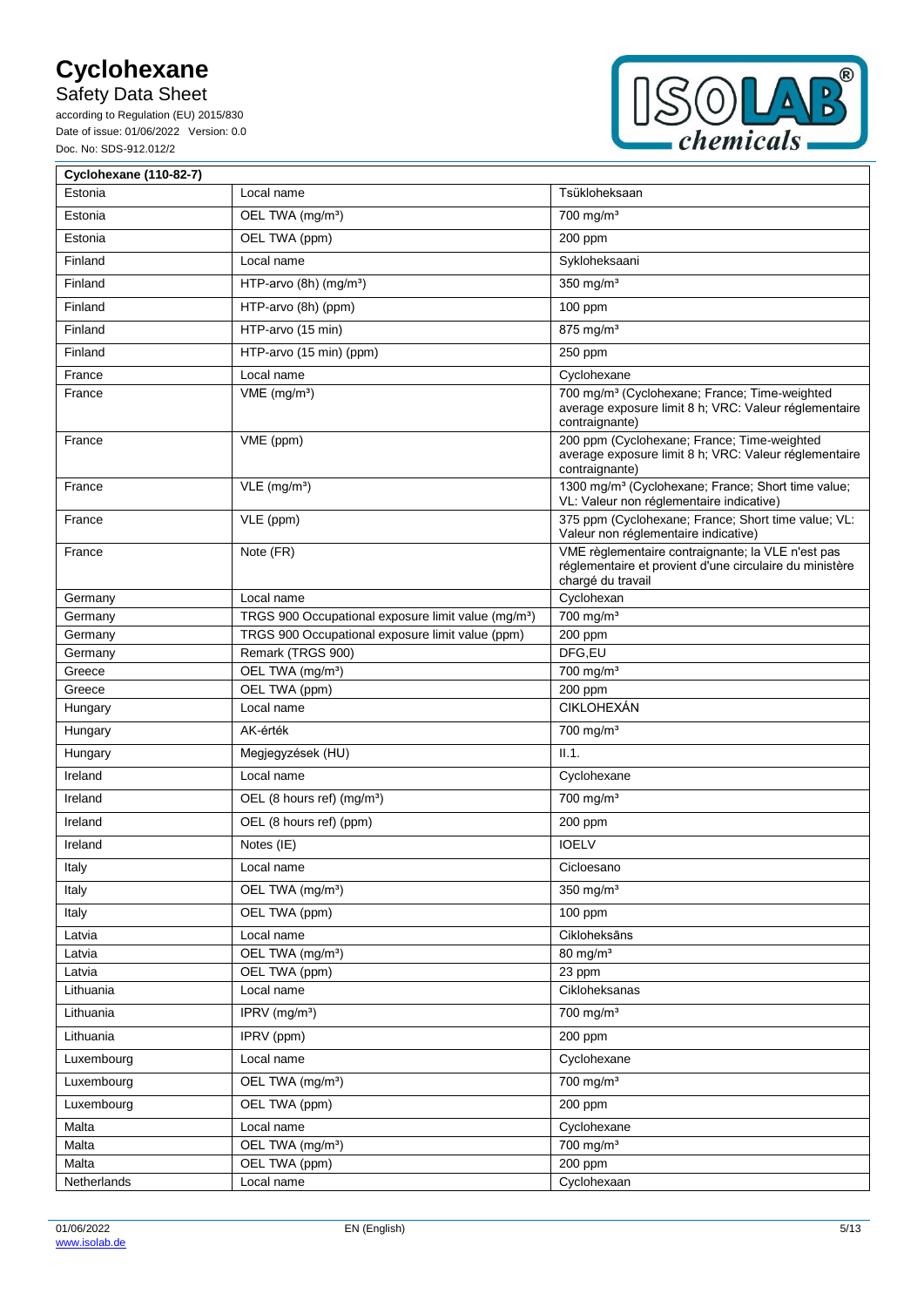| Cyclohexane (110-82-7) | | |
|---|---|---|
| Estonia | Local name | Tsükloheksaan |
| Estonia | OEL TWA (mg/m³) | 700 mg/m³ |
| Estonia | OEL TWA (ppm) | 200 ppm |
| Finland | Local name | Sykloheksaani |
| Finland | HTP-arvo (8h) (mg/m³) | 350 mg/m³ |
| Finland | HTP-arvo (8h) (ppm) | 100 ppm |
| Finland | HTP-arvo (15 min) | 875 mg/m³ |
| Finland | HTP-arvo (15 min) (ppm) | 250 ppm |
| France | Local name | Cyclohexane |
| France | VME (mg/m³) | 700 mg/m³ (Cyclohexane; France; Time-weighted average exposure limit 8 h; VRC: Valeur réglementaire contraignante) |
| France | VME (ppm) | 200 ppm (Cyclohexane; France; Time-weighted average exposure limit 8 h; VRC: Valeur réglementaire contraignante) |
| France | VLE (mg/m³) | 1300 mg/m³ (Cyclohexane; France; Short time value; VL: Valeur non réglementaire indicative) |
| France | VLE (ppm) | 375 ppm (Cyclohexane; France; Short time value; VL: Valeur non réglementaire indicative) |
| France | Note (FR) | VME règlementaire contraignante; la VLE n'est pas réglementaire et provient d'une circulaire du ministère chargé du travail |
| Germany | Local name | Cyclohexan |
| Germany | TRGS 900 Occupational exposure limit value (mg/m³) | 700 mg/m³ |
| Germany | TRGS 900 Occupational exposure limit value (ppm) | 200 ppm |
| Germany | Remark (TRGS 900) | DFG,EU |
| Greece | OEL TWA (mg/m³) | 700 mg/m³ |
| Greece | OEL TWA (ppm) | 200 ppm |
| Hungary | Local name | CIKLOHEXÁN |
| Hungary | AK-érték | 700 mg/m³ |
| Hungary | Megjegyzések (HU) | II.1. |
| Ireland | Local name | Cyclohexane |
| Ireland | OEL (8 hours ref) (mg/m³) | 700 mg/m³ |
| Ireland | OEL (8 hours ref) (ppm) | 200 ppm |
| Ireland | Notes (IE) | IOELV |
| Italy | Local name | Cicloesano |
| Italy | OEL TWA (mg/m³) | 350 mg/m³ |
| Italy | OEL TWA (ppm) | 100 ppm |
| Latvia | Local name | Cikloheksāns |
| Latvia | OEL TWA (mg/m³) | 80 mg/m³ |
| Latvia | OEL TWA (ppm) | 23 ppm |
| Lithuania | Local name | Cikloheksanas |
| Lithuania | IPRV (mg/m³) | 700 mg/m³ |
| Lithuania | IPRV (ppm) | 200 ppm |
| Luxembourg | Local name | Cyclohexane |
| Luxembourg | OEL TWA (mg/m³) | 700 mg/m³ |
| Luxembourg | OEL TWA (ppm) | 200 ppm |
| Malta | Local name | Cyclohexane |
| Malta | OEL TWA (mg/m³) | 700 mg/m³ |
| Malta | OEL TWA (ppm) | 200 ppm |
| Netherlands | Local name | Cyclohexaan |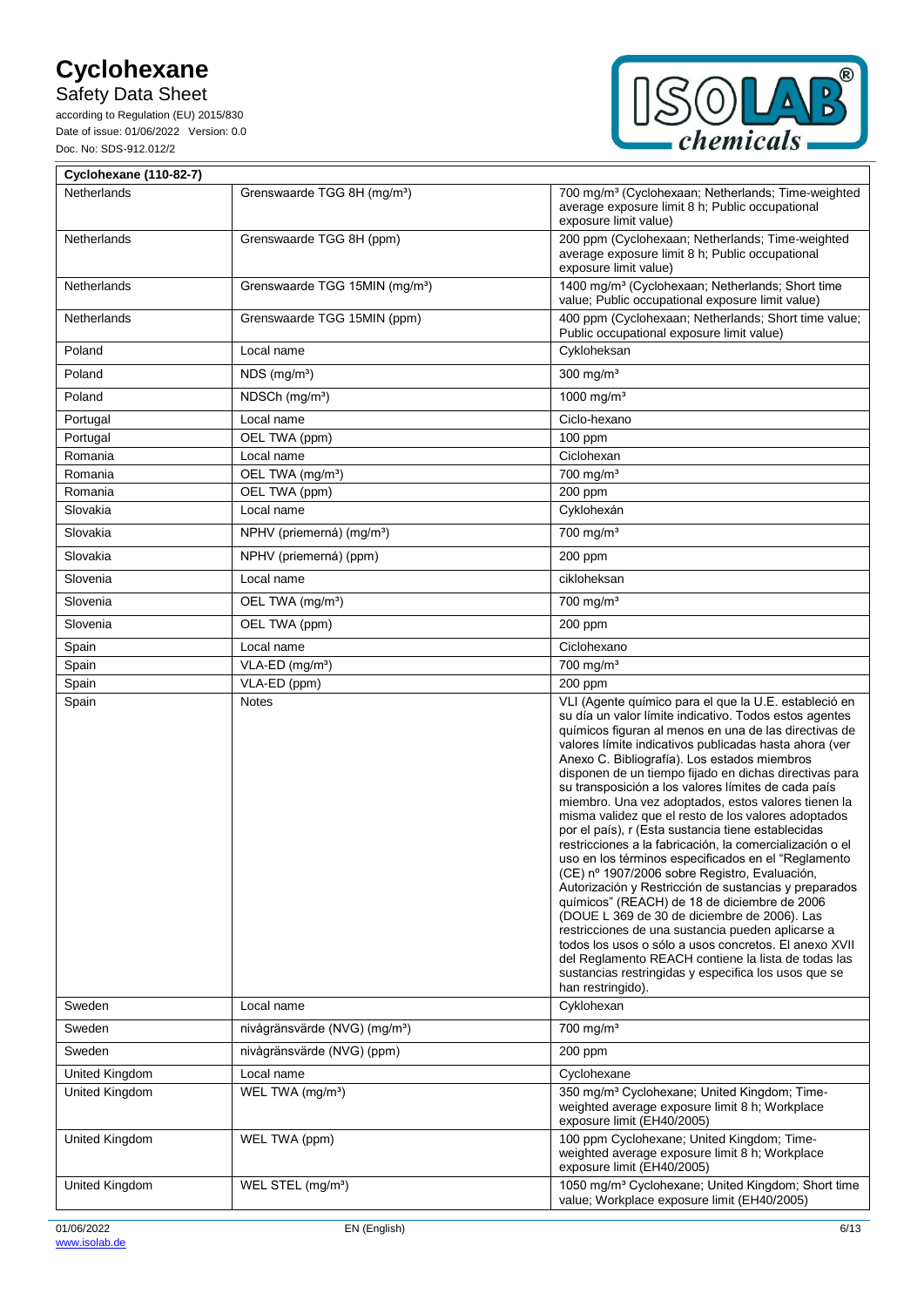| Cyclohexane (110-82-7) | | |
|---|---|---|
| Netherlands | Grenswaarde TGG 8H (mg/m³) | 700 mg/m³ (Cyclohexaan; Netherlands; Time-weighted average exposure limit 8 h; Public occupational exposure limit value) |
| Netherlands | Grenswaarde TGG 8H (ppm) | 200 ppm (Cyclohexaan; Netherlands; Time-weighted average exposure limit 8 h; Public occupational exposure limit value) |
| Netherlands | Grenswaarde TGG 15MIN (mg/m³) | 1400 mg/m³ (Cyclohexaan; Netherlands; Short time value; Public occupational exposure limit value) |
| Netherlands | Grenswaarde TGG 15MIN (ppm) | 400 ppm (Cyclohexaan; Netherlands; Short time value; Public occupational exposure limit value) |
| Poland | Local name | Cykloheksan |
| Poland | NDS (mg/m³) | 300 mg/m³ |
| Poland | NDSCh (mg/m³) | 1000 mg/m³ |
| Portugal | Local name | Ciclo-hexano |
| Portugal | OEL TWA (ppm) | 100 ppm |
| Romania | Local name | Ciclohexan |
| Romania | OEL TWA (mg/m³) | 700 mg/m³ |
| Romania | OEL TWA (ppm) | 200 ppm |
| Slovakia | Local name | Cyklohexán |
| Slovakia | NPHV (priemerná) (mg/m³) | 700 mg/m³ |
| Slovakia | NPHV (priemerná) (ppm) | 200 ppm |
| Slovenia | Local name | cikloheksan |
| Slovenia | OEL TWA (mg/m³) | 700 mg/m³ |
| Slovenia | OEL TWA (ppm) | 200 ppm |
| Spain | Local name | Ciclohexano |
| Spain | VLA-ED (mg/m³) | 700 mg/m³ |
| Spain | VLA-ED (ppm) | 200 ppm |
| Spain | Notes | VLI (Agente químico para el que la U.E. estableció en su día un valor límite indicativo. Todos estos agentes químicos figuran al menos en una de las directivas de valores límite indicativos publicadas hasta ahora (ver Anexo C. Bibliografía). Los estados miembros disponen de un tiempo fijado en dichas directivas para su transposición a los valores límites de cada país miembro. Una vez adoptados, estos valores tienen la misma validez que el resto de los valores adoptados por el país), r (Esta sustancia tiene establecidas restricciones a la fabricación, la comercialización o el uso en los términos especificados en el "Reglamento (CE) nº 1907/2006 sobre Registro, Evaluación, Autorización y Restricción de sustancias y preparados químicos" (REACH) de 18 de diciembre de 2006 (DOUE L 369 de 30 de diciembre de 2006). Las restricciones de una sustancia pueden aplicarse a todos los usos o sólo a usos concretos. El anexo XVII del Reglamento REACH contiene la lista de todas las sustancias restringidas y especifica los usos que se han restringido). |
| Sweden | Local name | Cyklohexan |
| Sweden | nivågränsvärde (NVG) (mg/m³) | 700 mg/m³ |
| Sweden | nivågränsvärde (NVG) (ppm) | 200 ppm |
| United Kingdom | Local name | Cyclohexane |
| United Kingdom | WEL TWA (mg/m³) | 350 mg/m³ Cyclohexane; United Kingdom; Time-weighted average exposure limit 8 h; Workplace exposure limit (EH40/2005) |
| United Kingdom | WEL TWA (ppm) | 100 ppm Cyclohexane; United Kingdom; Time-weighted average exposure limit 8 h; Workplace exposure limit (EH40/2005) |
| United Kingdom | WEL STEL (mg/m³) | 1050 mg/m³ Cyclohexane; United Kingdom; Short time value; Workplace exposure limit (EH40/2005) |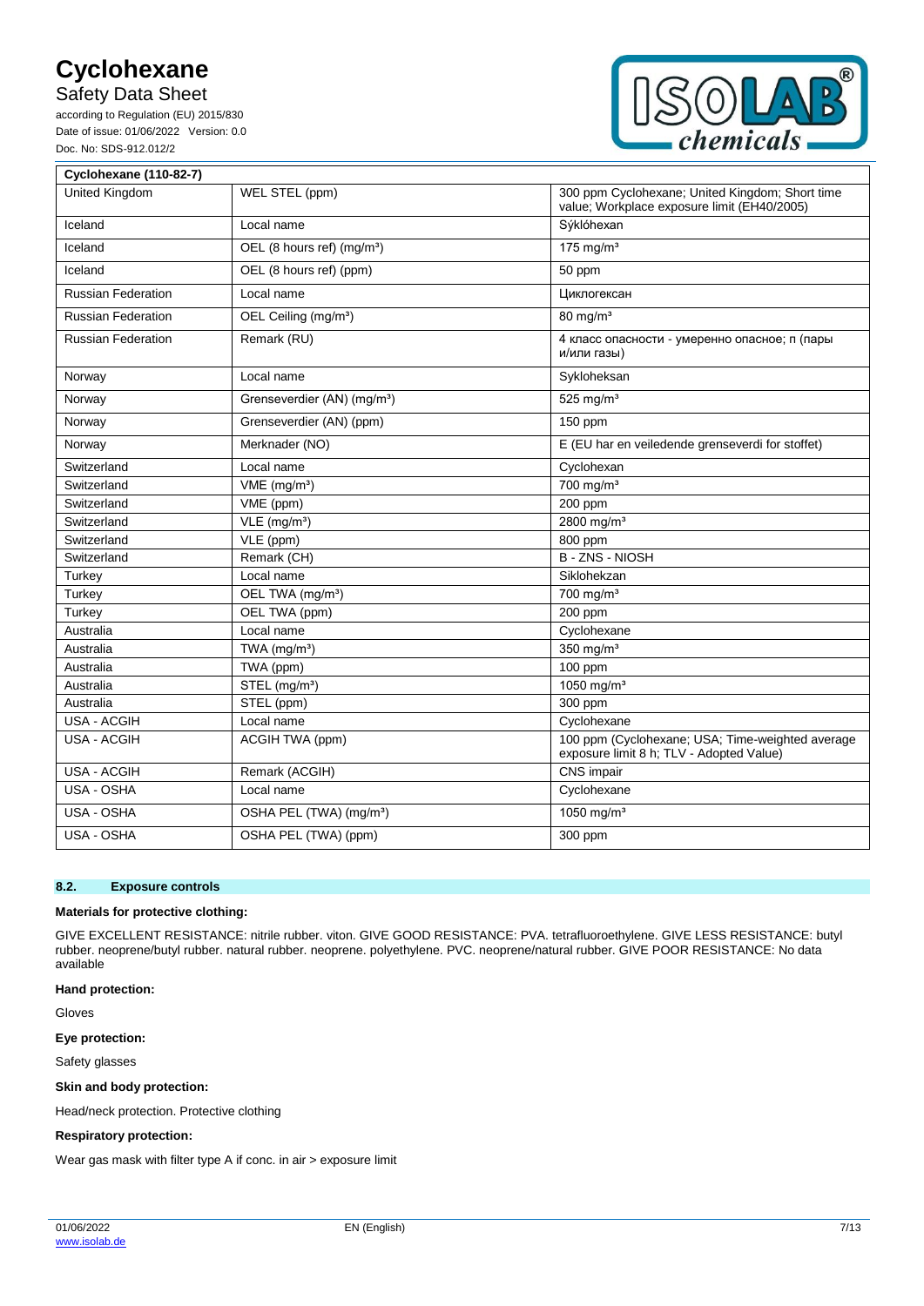| Cyclohexane (110-82-7) | | |
|---|---|---|
| United Kingdom | WEL STEL (ppm) | 300 ppm Cyclohexane; United Kingdom; Short time value; Workplace exposure limit (EH40/2005) |
| Iceland | Local name | Sýklóhexan |
| Iceland | OEL (8 hours ref) (mg/m³) | 175 mg/m³ |
| Iceland | OEL (8 hours ref) (ppm) | 50 ppm |
| Russian Federation | Local name | Циклогексан |
| Russian Federation | OEL Ceiling (mg/m³) | 80 mg/m³ |
| Russian Federation | Remark (RU) | 4 класс опасности - умеренно опасное; п (пары и/или газы) |
| Norway | Local name | Sykloheksan |
| Norway | Grenseverdier (AN) (mg/m³) | 525 mg/m³ |
| Norway | Grenseverdier (AN) (ppm) | 150 ppm |
| Norway | Merknader (NO) | E (EU har en veiledende grenseverdi for stoffet) |
| Switzerland | Local name | Cyclohexan |
| Switzerland | VME (mg/m³) | 700 mg/m³ |
| Switzerland | VME (ppm) | 200 ppm |
| Switzerland | VLE (mg/m³) | 2800 mg/m³ |
| Switzerland | VLE (ppm) | 800 ppm |
| Switzerland | Remark (CH) | B - ZNS - NIOSH |
| Turkey | Local name | Siklohekzan |
| Turkey | OEL TWA (mg/m³) | 700 mg/m³ |
| Turkey | OEL TWA (ppm) | 200 ppm |
| Australia | Local name | Cyclohexane |
| Australia | TWA (mg/m³) | 350 mg/m³ |
| Australia | TWA (ppm) | 100 ppm |
| Australia | STEL (mg/m³) | 1050 mg/m³ |
| Australia | STEL (ppm) | 300 ppm |
| USA - ACGIH | Local name | Cyclohexane |
| USA - ACGIH | ACGIH TWA (ppm) | 100 ppm (Cyclohexane; USA; Time-weighted average exposure limit 8 h; TLV - Adopted Value) |
| USA - ACGIH | Remark (ACGIH) | CNS impair |
| USA - OSHA | Local name | Cyclohexane |
| USA - OSHA | OSHA PEL (TWA) (mg/m³) | 1050 mg/m³ |
| USA - OSHA | OSHA PEL (TWA) (ppm) | 300 ppm |

## 8.2. Exposure controls

**Materials for protective clothing:**

GIVE EXCELLENT RESISTANCE: nitrile rubber. viton. GIVE GOOD RESISTANCE: PVA. tetrafluoroethylene. GIVE LESS RESISTANCE: butyl rubber. neoprene/butyl rubber. natural rubber. neoprene. polyethylene. PVC. neoprene/natural rubber. GIVE POOR RESISTANCE: No data available

**Hand protection:**

Gloves

**Eye protection:**

Safety glasses

**Skin and body protection:**

Head/neck protection. Protective clothing

**Respiratory protection:**

Wear gas mask with filter type A if conc. in air > exposure limit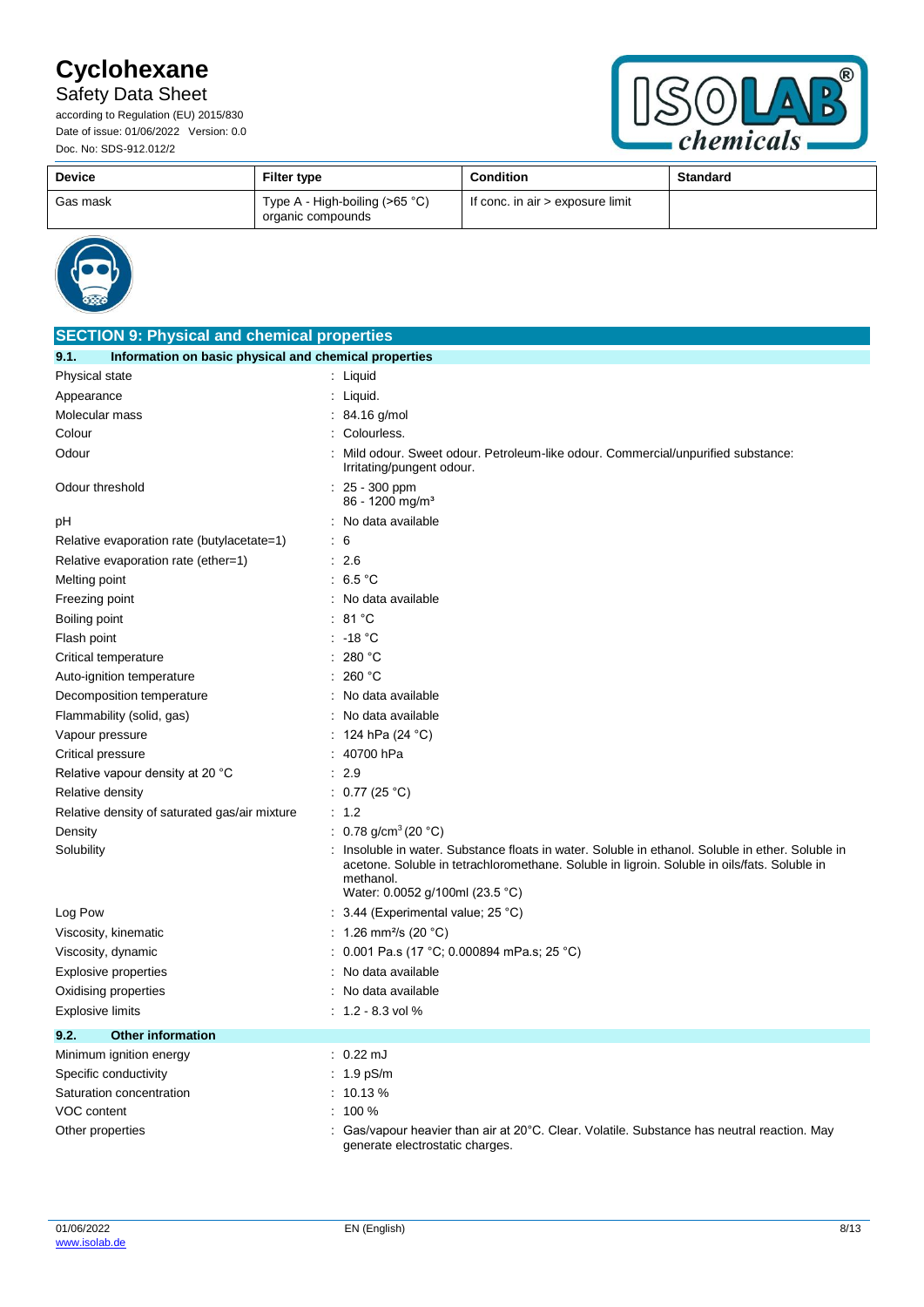| Device | Filter type | Condition | Standard |
|---|---|---|---|
| Gas mask | Type A - High-boiling (>65 °C) organic compounds | If conc. in air > exposure limit | |

## SECTION 9: Physical and chemical properties

### 9.1. Information on basic physical and chemical properties

| | |
|---|---|
| Physical state | : Liquid |
| Appearance | : Liquid. |
| Molecular mass | : 84.16 g/mol |
| Colour | : Colourless. |
| Odour | : Mild odour. Sweet odour. Petroleum-like odour. Commercial/unpurified substance: Irritating/pungent odour. |
| Odour threshold | : 25 - 300 ppm<br>86 - 1200 mg/m³ |
| pH | : No data available |
| Relative evaporation rate (butylacetate=1) | : 6 |
| Relative evaporation rate (ether=1) | : 2.6 |
| Melting point | : 6.5 °C |
| Freezing point | : No data available |
| Boiling point | : 81 °C |
| Flash point | : -18 °C |
| Critical temperature | : 280 °C |
| Auto-ignition temperature | : 260 °C |
| Decomposition temperature | : No data available |
| Flammability (solid, gas) | : No data available |
| Vapour pressure | : 124 hPa (24 °C) |
| Critical pressure | : 40700 hPa |
| Relative vapour density at 20 °C | : 2.9 |
| Relative density | : 0.77 (25 °C) |
| Relative density of saturated gas/air mixture | : 1.2 |
| Density | : 0.78 g/cm³ (20 °C) |
| Solubility | : Insoluble in water. Substance floats in water. Soluble in ethanol. Soluble in ether. Soluble in acetone. Soluble in tetrachloromethane. Soluble in ligroin. Soluble in oils/fats. Soluble in methanol.<br>Water: 0.0052 g/100ml (23.5 °C) |
| Log Pow | : 3.44 (Experimental value; 25 °C) |
| Viscosity, kinematic | : 1.26 mm²/s (20 °C) |
| Viscosity, dynamic | : 0.001 Pa.s (17 °C; 0.000894 mPa.s; 25 °C) |
| Explosive properties | : No data available |
| Oxidising properties | : No data available |
| Explosive limits | : 1.2 - 8.3 vol % |

### 9.2. Other information

| | |
|---|---|
| Minimum ignition energy | : 0.22 mJ |
| Specific conductivity | : 1.9 pS/m |
| Saturation concentration | : 10.13 % |
| VOC content | : 100 % |
| Other properties | : Gas/vapour heavier than air at 20°C. Clear. Volatile. Substance has neutral reaction. May generate electrostatic charges. |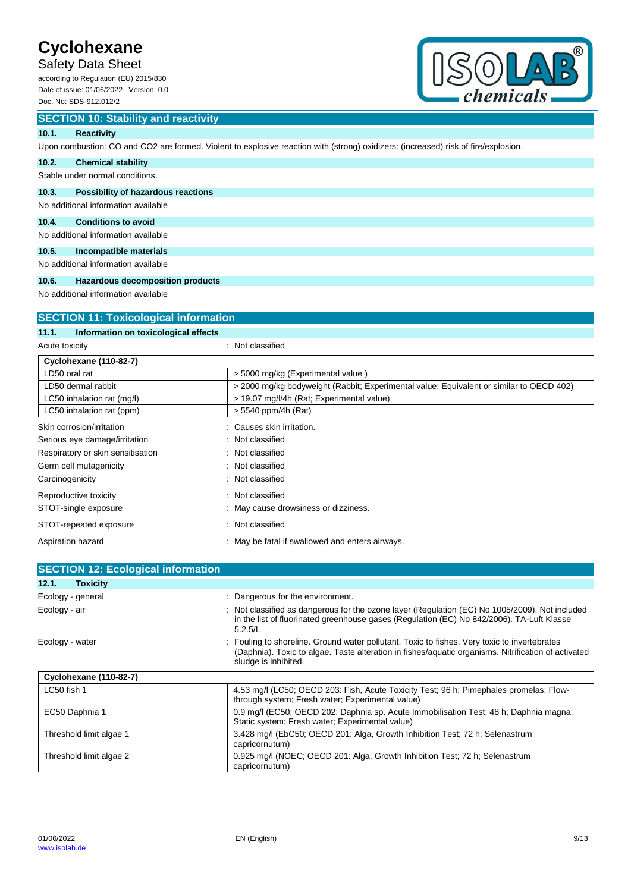## SECTION 10: Stability and reactivity

### 10.1. Reactivity

Upon combustion: CO and $CO_2$ are formed. Violent to explosive reaction with (strong) oxidizers: (increased) risk of fire/explosion.

### 10.2. Chemical stability

Stable under normal conditions.

### 10.3. Possibility of hazardous reactions

No additional information available

### 10.4. Conditions to avoid

No additional information available

### 10.5. Incompatible materials

No additional information available

### 10.6. Hazardous decomposition products

No additional information available

## SECTION 11: Toxicological information

### 11.1. Information on toxicological effects

Acute toxicity : Not classified

| Cyclohexane (110-82-7) | |
|---|---|
| LD50 oral rat | > 5000 mg/kg (Experimental value ) |
| LD50 dermal rabbit | > 2000 mg/kg bodyweight (Rabbit; Experimental value; Equivalent or similar to OECD 402) |
| LC50 inhalation rat (mg/l) | > 19.07 mg/l/4h (Rat; Experimental value) |
| LC50 inhalation rat (ppm) | > 5540 ppm/4h (Rat) |

Skin corrosion/irritation : Causes skin irritation.

Serious eye damage/irritation : Not classified

Respiratory or skin sensitisation : Not classified

Germ cell mutagenicity : Not classified

Carcinogenicity : Not classified

Reproductive toxicity : Not classified

STOT-single exposure : May cause drowsiness or dizziness.

STOT-repeated exposure : Not classified

Aspiration hazard : May be fatal if swallowed and enters airways.

## SECTION 12: Ecological information

### 12.1. Toxicity

Ecology - general : Dangerous for the environment.

Ecology - air : Not classified as dangerous for the ozone layer (Regulation (EC) No 1005/2009). Not included in the list of fluorinated greenhouse gases (Regulation (EC) No 842/2006). TA-Luft Klasse 5.2.5/I.

Ecology - water : Fouling to shoreline. Ground water pollutant. Toxic to fishes. Very toxic to invertebrates (Daphnia). Toxic to algae. Taste alteration in fishes/aquatic organisms. Nitrification of activated sludge is inhibited.

| Cyclohexane (110-82-7) | |
|---|---|
| LC50 fish 1 | 4.53 mg/l (LC50; OECD 203: Fish, Acute Toxicity Test; 96 h; Pimephales promelas; Flow-through system; Fresh water; Experimental value) |
| EC50 Daphnia 1 | 0.9 mg/l (EC50; OECD 202: Daphnia sp. Acute Immobilisation Test; 48 h; Daphnia magna; Static system; Fresh water; Experimental value) |
| Threshold limit algae 1 | 3.428 mg/l (EbC50; OECD 201: Alga, Growth Inhibition Test; 72 h; Selenastrum capricornutum) |
| Threshold limit algae 2 | 0.925 mg/l (NOEC; OECD 201: Alga, Growth Inhibition Test; 72 h; Selenastrum capricornutum) |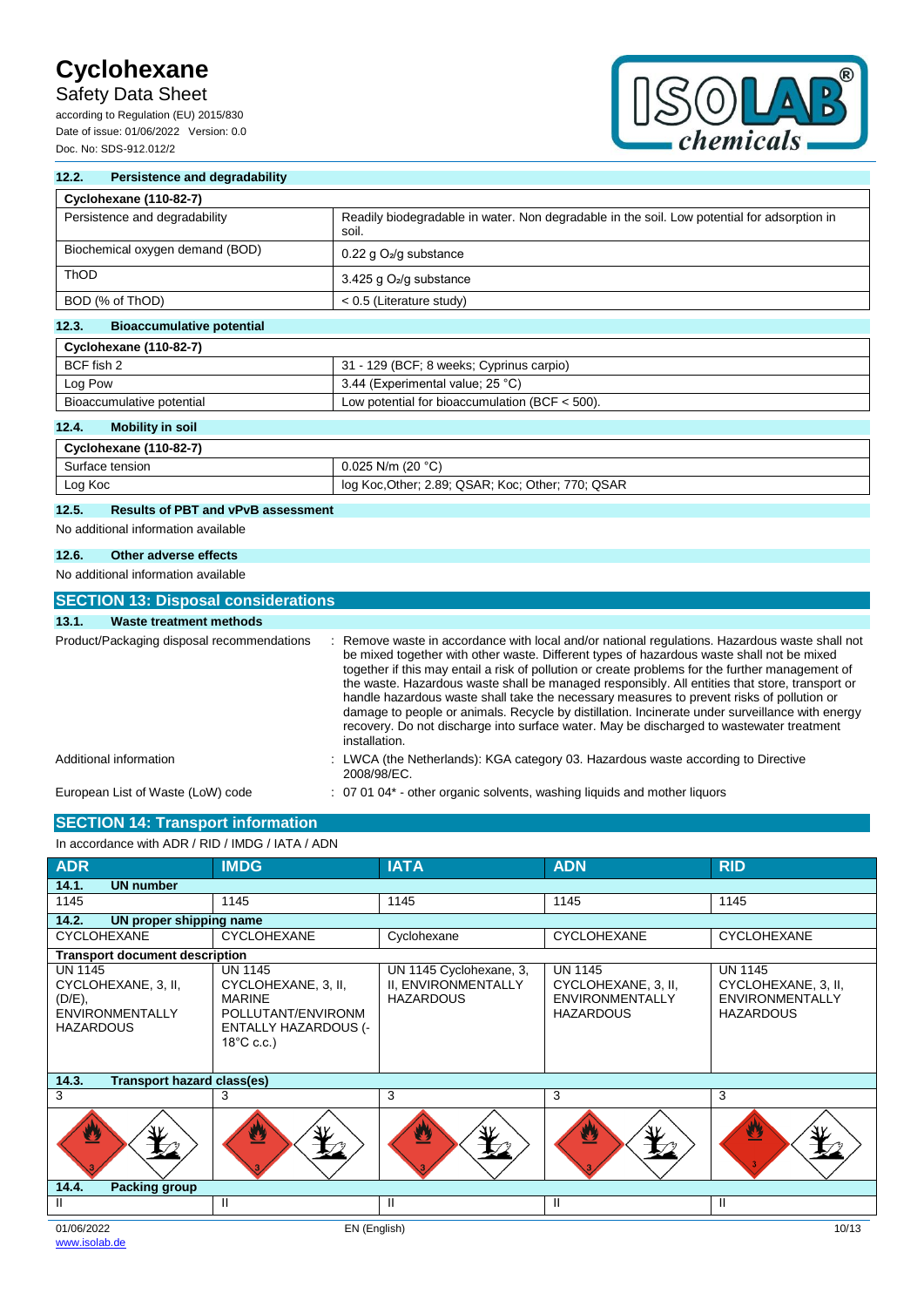### 12.2. Persistence and degradability

| Cyclohexane (110-82-7) | |
|---|---|
| Persistence and degradability | Readily biodegradable in water. Non degradable in the soil. Low potential for adsorption in soil. |
| Biochemical oxygen demand (BOD) | 0.22 g $O_2$/g substance |
| ThOD | 3.425 g $O_2$/g substance |
| BOD (% of ThOD) | < 0.5 (Literature study) |

### 12.3. Bioaccumulative potential

| Cyclohexane (110-82-7) | |
|---|---|
| BCF fish 2 | 31 - 129 (BCF; 8 weeks; Cyprinus carpio) |
| Log Pow | 3.44 (Experimental value; 25 °C) |
| Bioaccumulative potential | Low potential for bioaccumulation (BCF < 500). |

### 12.4. Mobility in soil

| Cyclohexane (110-82-7) | |
|---|---|
| Surface tension | 0.025 N/m (20 °C) |
| Log Koc | log Koc,Other; 2.89; QSAR; Koc; Other; 770; QSAR |

### 12.5. Results of PBT and vPvB assessment

No additional information available

### 12.6. Other adverse effects

No additional information available

## SECTION 13: Disposal considerations

### 13.1. Waste treatment methods

Product/Packaging disposal recommendations : Remove waste in accordance with local and/or national regulations. Hazardous waste shall not be mixed together with other waste. Different types of hazardous waste shall not be mixed together if this may entail a risk of pollution or create problems for the further management of the waste. Hazardous waste shall be managed responsibly. All entities that store, transport or handle hazardous waste shall take the necessary measures to prevent risks of pollution or damage to people or animals. Recycle by distillation. Incinerate under surveillance with energy recovery. Do not discharge into surface water. May be discharged to wastewater treatment installation.

Additional information : LWCA (the Netherlands): KGA category 03. Hazardous waste according to Directive 2008/98/EC.

European List of Waste (LoW) code : 07 01 04* - other organic solvents, washing liquids and mother liquors

## SECTION 14: Transport information

In accordance with ADR / RID / IMDG / IATA / ADN

| ADR | IMDG | IATA | ADN | RID |
|---|---|---|---|---|
| **14.1. UN number** | | | | |
| 1145 | 1145 | 1145 | 1145 | 1145 |
| **14.2. UN proper shipping name** | | | | |
| CYCLOHEXANE | CYCLOHEXANE | Cyclohexane | CYCLOHEXANE | CYCLOHEXANE |
| **Transport document description** | | | | |
| UN 1145 CYCLOHEXANE, 3, II, (D/E), ENVIRONMENTALLY HAZARDOUS | UN 1145 CYCLOHEXANE, 3, II, MARINE POLLUTANT/ENVIRONMENTALLY HAZARDOUS (-18°C c.c.) | UN 1145 Cyclohexane, 3, II, ENVIRONMENTALLY HAZARDOUS | UN 1145 CYCLOHEXANE, 3, II, ENVIRONMENTALLY HAZARDOUS | UN 1145 CYCLOHEXANE, 3, II, ENVIRONMENTALLY HAZARDOUS |
| **14.3. Transport hazard class(es)** | | | | |
| 3 | 3 | 3 | 3 | 3 |
| **14.4. Packing group** | | | | |
| II | II | II | II | II |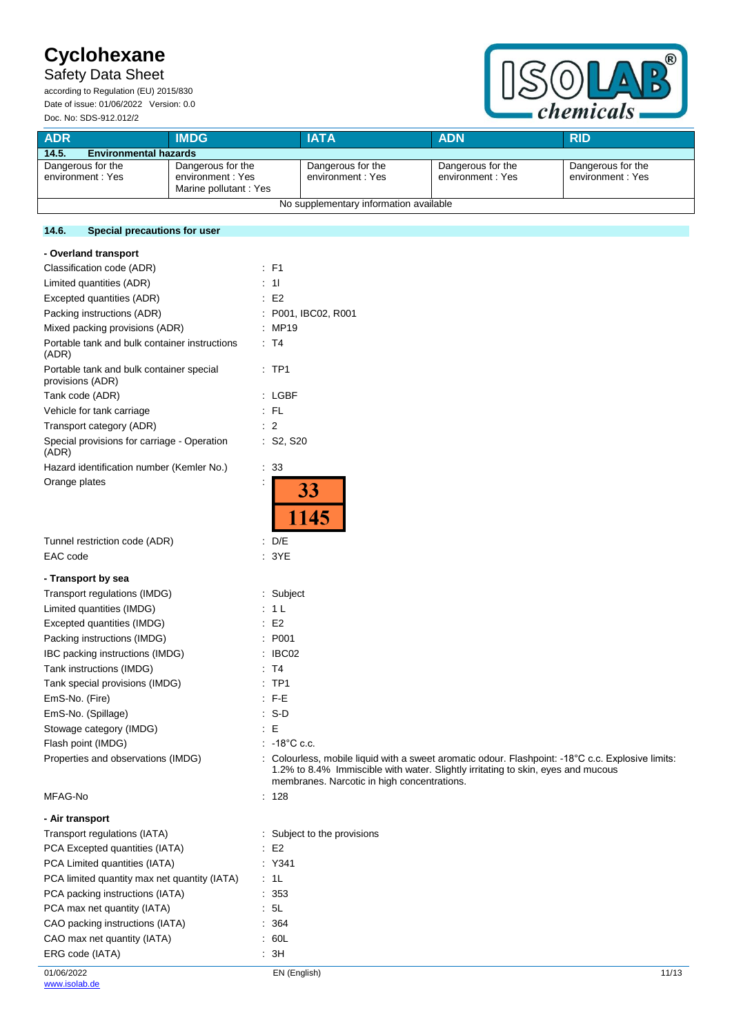| ADR | IMDG | IATA | ADN | RID |
|---|---|---|---|---|
| **14.5. Environmental hazards** | | | | |
| Dangerous for the environment : Yes | Dangerous for the environment : Yes<br>Marine pollutant : Yes | Dangerous for the environment : Yes | Dangerous for the environment : Yes | Dangerous for the environment : Yes |
| No supplementary information available | | | | |

### 14.6. Special precautions for user

**- Overland transport**

| | |
|---|---|
| Classification code (ADR) | : F1 |
| Limited quantities (ADR) | : 1l |
| Excepted quantities (ADR) | : E2 |
| Packing instructions (ADR) | : P001, IBC02, R001 |
| Mixed packing provisions (ADR) | : MP19 |
| Portable tank and bulk container instructions (ADR) | : T4 |
| Portable tank and bulk container special provisions (ADR) | : TP1 |
| Tank code (ADR) | : LGBF |
| Vehicle for tank carriage | : FL |
| Transport category (ADR) | : 2 |
| Special provisions for carriage - Operation (ADR) | : S2, S20 |
| Hazard identification number (Kemler No.) | : 33 |
| Orange plates | : 33 / 1145 |
| Tunnel restriction code (ADR) | : D/E |
| EAC code | : 3YE |

**- Transport by sea**

| | |
|---|---|
| Transport regulations (IMDG) | : Subject |
| Limited quantities (IMDG) | : 1 L |
| Excepted quantities (IMDG) | : E2 |
| Packing instructions (IMDG) | : P001 |
| IBC packing instructions (IMDG) | : IBC02 |
| Tank instructions (IMDG) | : T4 |
| Tank special provisions (IMDG) | : TP1 |
| EmS-No. (Fire) | : F-E |
| EmS-No. (Spillage) | : S-D |
| Stowage category (IMDG) | : E |
| Flash point (IMDG) | : -18°C c.c. |
| Properties and observations (IMDG) | : Colourless, mobile liquid with a sweet aromatic odour. Flashpoint: -18°C c.c. Explosive limits: 1.2% to 8.4% Immiscible with water. Slightly irritating to skin, eyes and mucous membranes. Narcotic in high concentrations. |
| MFAG-No | : 128 |

**- Air transport**

| | |
|---|---|
| Transport regulations (IATA) | : Subject to the provisions |
| PCA Excepted quantities (IATA) | : E2 |
| PCA Limited quantities (IATA) | : Y341 |
| PCA limited quantity max net quantity (IATA) | : 1L |
| PCA packing instructions (IATA) | : 353 |
| PCA max net quantity (IATA) | : 5L |
| CAO packing instructions (IATA) | : 364 |
| CAO max net quantity (IATA) | : 60L |
| ERG code (IATA) | : 3H |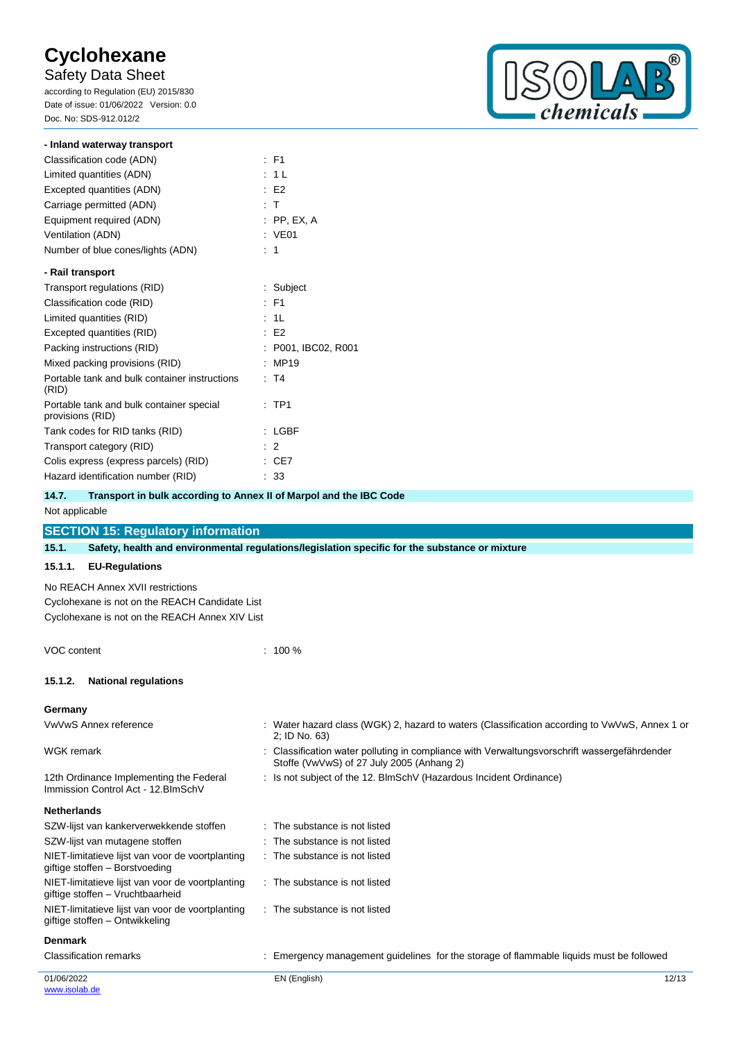**- Inland waterway transport**

| | |
|---|---|
| Classification code (ADN) | : F1 |
| Limited quantities (ADN) | : 1 L |
| Excepted quantities (ADN) | : E2 |
| Carriage permitted (ADN) | : T |
| Equipment required (ADN) | : PP, EX, A |
| Ventilation (ADN) | : VE01 |
| Number of blue cones/lights (ADN) | : 1 |

**- Rail transport**

| | |
|---|---|
| Transport regulations (RID) | : Subject |
| Classification code (RID) | : F1 |
| Limited quantities (RID) | : 1L |
| Excepted quantities (RID) | : E2 |
| Packing instructions (RID) | : P001, IBC02, R001 |
| Mixed packing provisions (RID) | : MP19 |
| Portable tank and bulk container instructions (RID) | : T4 |
| Portable tank and bulk container special provisions (RID) | : TP1 |
| Tank codes for RID tanks (RID) | : LGBF |
| Transport category (RID) | : 2 |
| Colis express (express parcels) (RID) | : CE7 |
| Hazard identification number (RID) | : 33 |

### 14.7. Transport in bulk according to Annex II of Marpol and the IBC Code

Not applicable

## SECTION 15: Regulatory information

### 15.1. Safety, health and environmental regulations/legislation specific for the substance or mixture

#### 15.1.1. EU-Regulations

No REACH Annex XVII restrictions
Cyclohexane is not on the REACH Candidate List
Cyclohexane is not on the REACH Annex XIV List

| | |
|---|---|
| VOC content | : 100 % |

#### 15.1.2. National regulations

**Germany**

| | |
|---|---|
| VwVwS Annex reference | : Water hazard class (WGK) 2, hazard to waters (Classification according to VwVwS, Annex 1 or 2; ID No. 63) |
| WGK remark | : Classification water polluting in compliance with Verwaltungsvorschrift wassergefährdender Stoffe (VwVwS) of 27 July 2005 (Anhang 2) |
| 12th Ordinance Implementing the Federal Immission Control Act - 12.BImSchV | : Is not subject of the 12. BImSchV (Hazardous Incident Ordinance) |

**Netherlands**

| | |
|---|---|
| SZW-lijst van kankerverwekkende stoffen | : The substance is not listed |
| SZW-lijst van mutagene stoffen | : The substance is not listed |
| NIET-limitatieve lijst van voor de voortplanting giftige stoffen – Borstvoeding | : The substance is not listed |
| NIET-limitatieve lijst van voor de voortplanting giftige stoffen – Vruchtbaarheid | : The substance is not listed |
| NIET-limitatieve lijst van voor de voortplanting giftige stoffen – Ontwikkeling | : The substance is not listed |

**Denmark**

| | |
|---|---|
| Classification remarks | : Emergency management guidelines for the storage of flammable liquids must be followed |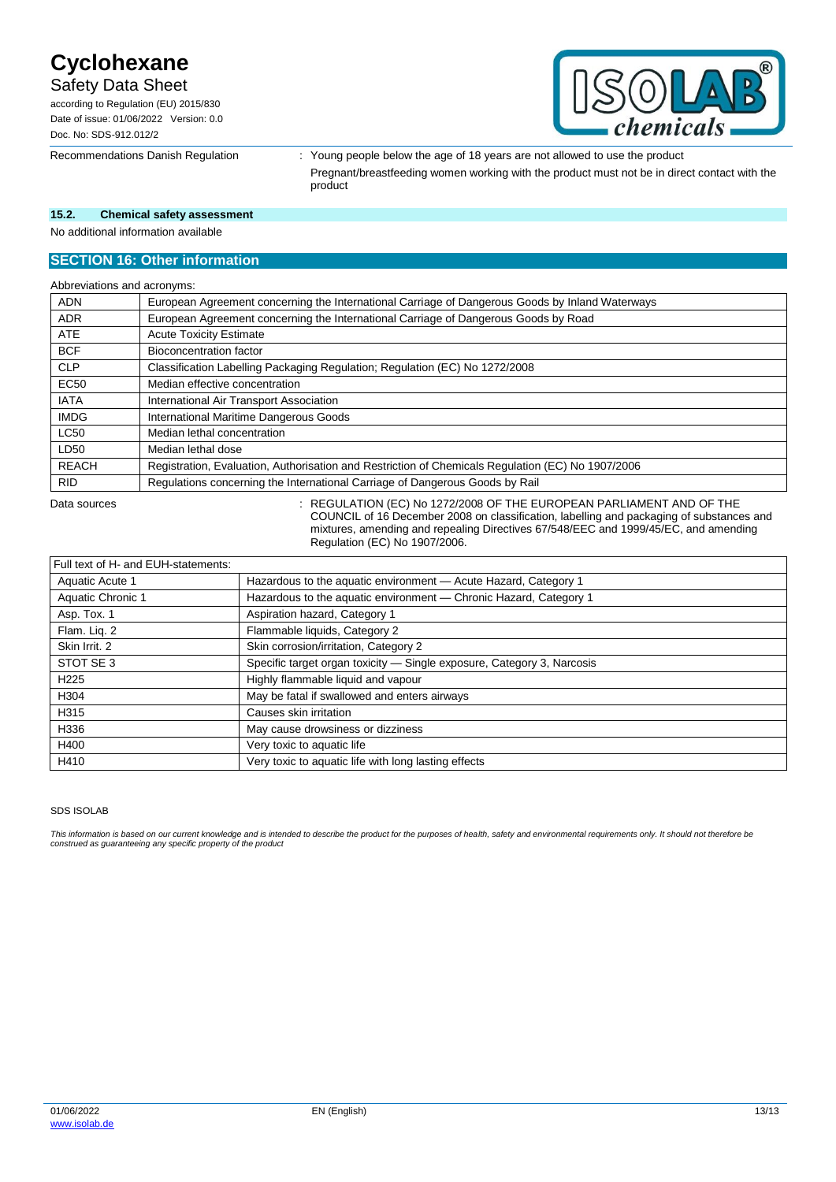Recommendations Danish Regulation : Young people below the age of 18 years are not allowed to use the product
Pregnant/breastfeeding women working with the product must not be in direct contact with the product

### 15.2. Chemical safety assessment

No additional information available

## SECTION 16: Other information

Abbreviations and acronyms:

| | |
|---|---|
| ADN | European Agreement concerning the International Carriage of Dangerous Goods by Inland Waterways |
| ADR | European Agreement concerning the International Carriage of Dangerous Goods by Road |
| ATE | Acute Toxicity Estimate |
| BCF | Bioconcentration factor |
| CLP | Classification Labelling Packaging Regulation; Regulation (EC) No 1272/2008 |
| EC50 | Median effective concentration |
| IATA | International Air Transport Association |
| IMDG | International Maritime Dangerous Goods |
| LC50 | Median lethal concentration |
| LD50 | Median lethal dose |
| REACH | Registration, Evaluation, Authorisation and Restriction of Chemicals Regulation (EC) No 1907/2006 |
| RID | Regulations concerning the International Carriage of Dangerous Goods by Rail |

Data sources : REGULATION (EC) No 1272/2008 OF THE EUROPEAN PARLIAMENT AND OF THE COUNCIL of 16 December 2008 on classification, labelling and packaging of substances and mixtures, amending and repealing Directives 67/548/EEC and 1999/45/EC, and amending Regulation (EC) No 1907/2006.

| Full text of H- and EUH-statements: | |
|---|---|
| Aquatic Acute 1 | Hazardous to the aquatic environment — Acute Hazard, Category 1 |
| Aquatic Chronic 1 | Hazardous to the aquatic environment — Chronic Hazard, Category 1 |
| Asp. Tox. 1 | Aspiration hazard, Category 1 |
| Flam. Liq. 2 | Flammable liquids, Category 2 |
| Skin Irrit. 2 | Skin corrosion/irritation, Category 2 |
| STOT SE 3 | Specific target organ toxicity — Single exposure, Category 3, Narcosis |
| H225 | Highly flammable liquid and vapour |
| H304 | May be fatal if swallowed and enters airways |
| H315 | Causes skin irritation |
| H336 | May cause drowsiness or dizziness |
| H400 | Very toxic to aquatic life |
| H410 | Very toxic to aquatic life with long lasting effects |

SDS ISOLAB

*This information is based on our current knowledge and is intended to describe the product for the purposes of health, safety and environmental requirements only. It should not therefore be construed as guaranteeing any specific property of the product*